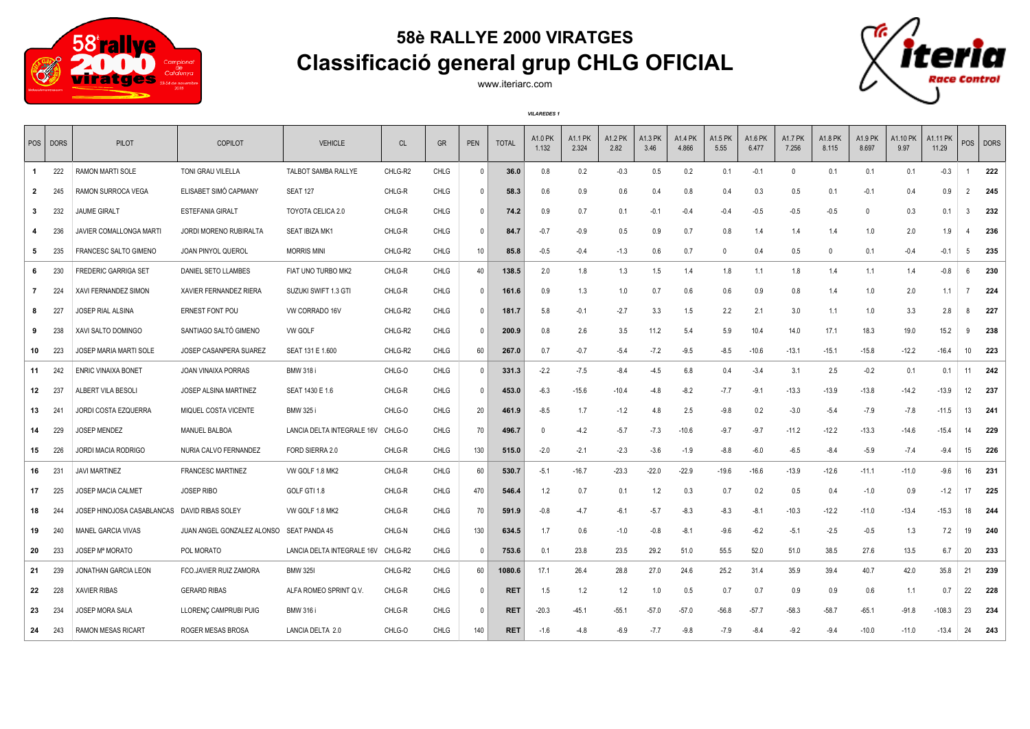# 58è RALLYE 2000 VIRATGES

## Classificació general grup CHLG OFICIAL

www.iteriarc.com

*VILAREDES 1*

| POS | DORS | PILOT | COPILOT | VEHICLE | CL | GR | PEN | TOTAL | A1.0 PK 1.132 | A1.1 PK 2.324 | A1.2 PK 2.82 | A1.3 PK 3.46 | A1.4 PK 4.866 | A1.5 PK 5.55 | A1.6 PK 6.477 | A1.7 PK 7.256 | A1.8 PK 8.115 | A1.9 PK 8.697 | A1.10 PK 9.97 | A1.11 PK 11.29 | POS | DORS |
|---|---|---|---|---|---|---|---|---|---|---|---|---|---|---|---|---|---|---|---|---|---|---|
| **1** | 222 | RAMON MARTI SOLE | TONI GRAU VILELLA | TALBOT SAMBA RALLYE | CHLG-R2 | CHLG | 0 | **36.0** | 0.8 | 0.2 | -0.3 | 0.5 | 0.2 | 0.1 | -0.1 | 0 | 0.1 | 0.1 | 0.1 | -0.3 | 1 | **222** |
| **2** | 245 | RAMON SURROCA VEGA | ELISABET SIMÓ CAPMANY | SEAT 127 | CHLG-R | CHLG | 0 | **58.3** | 0.6 | 0.9 | 0.6 | 0.4 | 0.8 | 0.4 | 0.3 | 0.5 | 0.1 | -0.1 | 0.4 | 0.9 | 2 | **245** |
| **3** | 232 | JAUME GIRALT | ESTEFANIA GIRALT | TOYOTA CELICA 2.0 | CHLG-R | CHLG | 0 | **74.2** | 0.9 | 0.7 | 0.1 | -0.1 | -0.4 | -0.4 | -0.5 | -0.5 | -0.5 | 0 | 0.3 | 0.1 | 3 | **232** |
| **4** | 236 | JAVIER COMALLONGA MARTI | JORDI MORENO RUBIRALTA | SEAT IBIZA MK1 | CHLG-R | CHLG | 0 | **84.7** | -0.7 | -0.9 | 0.5 | 0.9 | 0.7 | 0.8 | 1.4 | 1.4 | 1.4 | 1.0 | 2.0 | 1.9 | 4 | **236** |
| **5** | 235 | FRANCESC SALTO GIMENO | JOAN PINYOL QUEROL | MORRIS MINI | CHLG-R2 | CHLG | 10 | **85.8** | -0.5 | -0.4 | -1.3 | 0.6 | 0.7 | 0 | 0.4 | 0.5 | 0 | 0.1 | -0.4 | -0.1 | 5 | **235** |
| **6** | 230 | FREDERIC GARRIGA SET | DANIEL SETO LLAMBES | FIAT UNO TURBO MK2 | CHLG-R | CHLG | 40 | **138.5** | 2.0 | 1.8 | 1.3 | 1.5 | 1.4 | 1.8 | 1.1 | 1.8 | 1.4 | 1.1 | 1.4 | -0.8 | 6 | **230** |
| **7** | 224 | XAVI FERNANDEZ SIMON | XAVIER FERNANDEZ RIERA | SUZUKI SWIFT 1.3 GTI | CHLG-R | CHLG | 0 | **161.6** | 0.9 | 1.3 | 1.0 | 0.7 | 0.6 | 0.6 | 0.9 | 0.8 | 1.4 | 1.0 | 2.0 | 1.1 | 7 | **224** |
| **8** | 227 | JOSEP RIAL ALSINA | ERNEST FONT POU | VW CORRADO 16V | CHLG-R2 | CHLG | 0 | **181.7** | 5.8 | -0.1 | -2.7 | 3.3 | 1.5 | 2.2 | 2.1 | 3.0 | 1.1 | 1.0 | 3.3 | 2.8 | 8 | **227** |
| **9** | 238 | XAVI SALTO DOMINGO | SANTIAGO SALTÓ GIMENO | VW GOLF | CHLG-R2 | CHLG | 0 | **200.9** | 0.8 | 2.6 | 3.5 | 11.2 | 5.4 | 5.9 | 10.4 | 14.0 | 17.1 | 18.3 | 19.0 | 15.2 | 9 | **238** |
| **10** | 223 | JOSEP MARIA MARTI SOLE | JOSEP CASANPERA SUAREZ | SEAT 131 E 1.600 | CHLG-R2 | CHLG | 60 | **267.0** | 0.7 | -0.7 | -5.4 | -7.2 | -9.5 | -8.5 | -10.6 | -13.1 | -15.1 | -15.8 | -12.2 | -16.4 | 10 | **223** |
| **11** | 242 | ENRIC VINAIXA BONET | JOAN VINAIXA PORRAS | BMW 318 i | CHLG-O | CHLG | 0 | **331.3** | -2.2 | -7.5 | -8.4 | -4.5 | 6.8 | 0.4 | -3.4 | 3.1 | 2.5 | -0.2 | 0.1 | 0.1 | 11 | **242** |
| **12** | 237 | ALBERT VILA BESOLI | JOSEP ALSINA MARTINEZ | SEAT 1430 E 1.6 | CHLG-R | CHLG | 0 | **453.0** | -6.3 | -15.6 | -10.4 | -4.8 | -8.2 | -7.7 | -9.1 | -13.3 | -13.9 | -13.8 | -14.2 | -13.9 | 12 | **237** |
| **13** | 241 | JORDI COSTA EZQUERRA | MIQUEL COSTA VICENTE | BMW 325 i | CHLG-O | CHLG | 20 | **461.9** | -8.5 | 1.7 | -1.2 | 4.8 | 2.5 | -9.8 | 0.2 | -3.0 | -5.4 | -7.9 | -7.8 | -11.5 | 13 | **241** |
| **14** | 229 | JOSEP MENDEZ | MANUEL BALBOA | LANCIA DELTA INTEGRALE 16V | CHLG-O | CHLG | 70 | **496.7** | 0 | -4.2 | -5.7 | -7.3 | -10.6 | -9.7 | -9.7 | -11.2 | -12.2 | -13.3 | -14.6 | -15.4 | 14 | **229** |
| **15** | 226 | JORDI MACIA RODRIGO | NURIA CALVO FERNANDEZ | FORD SIERRA 2.0 | CHLG-R | CHLG | 130 | **515.0** | -2.0 | -2.1 | -2.3 | -3.6 | -1.9 | -8.8 | -6.0 | -6.5 | -8.4 | -5.9 | -7.4 | -9.4 | 15 | **226** |
| **16** | 231 | JAVI MARTINEZ | FRANCESC MARTINEZ | VW GOLF 1.8 MK2 | CHLG-R | CHLG | 60 | **530.7** | -5.1 | -16.7 | -23.3 | -22.0 | -22.9 | -19.6 | -16.6 | -13.9 | -12.6 | -11.1 | -11.0 | -9.6 | 16 | **231** |
| **17** | 225 | JOSEP MACIA CALMET | JOSEP RIBO | GOLF GTI 1.8 | CHLG-R | CHLG | 470 | **546.4** | 1.2 | 0.7 | 0.1 | 1.2 | 0.3 | 0.7 | 0.2 | 0.5 | 0.4 | -1.0 | 0.9 | -1.2 | 17 | **225** |
| **18** | 244 | JOSEP HINOJOSA CASABLANCAS | DAVID RIBAS SOLEY | VW GOLF 1.8 MK2 | CHLG-R | CHLG | 70 | **591.9** | -0.8 | -4.7 | -6.1 | -5.7 | -8.3 | -8.3 | -8.1 | -10.3 | -12.2 | -11.0 | -13.4 | -15.3 | 18 | **244** |
| **19** | 240 | MANEL GARCIA VIVAS | JUAN ANGEL GONZALEZ ALONSO | SEAT PANDA 45 | CHLG-N | CHLG | 130 | **634.5** | 1.7 | 0.6 | -1.0 | -0.8 | -8.1 | -9.6 | -6.2 | -5.1 | -2.5 | -0.5 | 1.3 | 7.2 | 19 | **240** |
| **20** | 233 | JOSEP Mª MORATO | POL MORATO | LANCIA DELTA INTEGRALE 16V | CHLG-R2 | CHLG | 0 | **753.6** | 0.1 | 23.8 | 23.5 | 29.2 | 51.0 | 55.5 | 52.0 | 51.0 | 38.5 | 27.6 | 13.5 | 6.7 | 20 | **233** |
| **21** | 239 | JONATHAN GARCIA LEON | FCO.JAVIER RUIZ ZAMORA | BMW 325I | CHLG-R2 | CHLG | 60 | **1080.6** | 17.1 | 26.4 | 28.8 | 27.0 | 24.6 | 25.2 | 31.4 | 35.9 | 39.4 | 40.7 | 42.0 | 35.8 | 21 | **239** |
| **22** | 228 | XAVIER RIBAS | GERARD RIBAS | ALFA ROMEO SPRINT Q.V. | CHLG-R | CHLG | 0 | **RET** | 1.5 | 1.2 | 1.2 | 1.0 | 0.5 | 0.7 | 0.7 | 0.9 | 0.9 | 0.6 | 1.1 | 0.7 | 22 | **228** |
| **23** | 234 | JOSEP MORA SALA | LLORENÇ CAMPRUBI PUIG | BMW 316 i | CHLG-R | CHLG | 0 | **RET** | -20.3 | -45.1 | -55.1 | -57.0 | -57.0 | -56.8 | -57.7 | -58.3 | -58.7 | -65.1 | -91.8 | -108.3 | 23 | **234** |
| **24** | 243 | RAMON MESAS RICART | ROGER MESAS BROSA | LANCIA DELTA 2.0 | CHLG-O | CHLG | 140 | **RET** | -1.6 | -4.8 | -6.9 | -7.7 | -9.8 | -7.9 | -8.4 | -9.2 | -9.4 | -10.0 | -11.0 | -13.4 | 24 | **243** |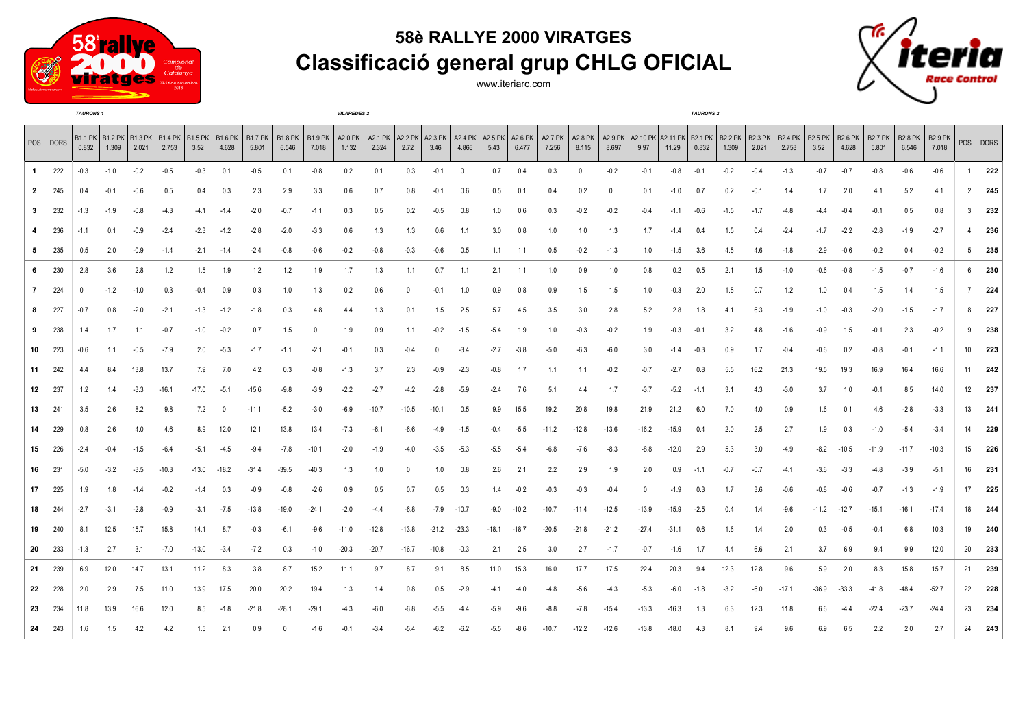# 58è RALLYE 2000 VIRATGES

## Classificació general grup CHLG OFICIAL

www.iteriarc.com

| | | *TAURONS 1* | | | | | | | | | *VILAREDES 2* | | | | | | | | | | | | *TAURONS 2* | | | | | | | | | | |
|---|---|---|---|---|---|---|---|---|---|---|---|---|---|---|---|---|---|---|---|---|---|---|---|---|---|---|---|---|---|---|---|---|---|
| POS | DORS | B1.1 PK 0.832 | B1.2 PK 1.309 | B1.3 PK 2.021 | B1.4 PK 2.753 | B1.5 PK 3.52 | B1.6 PK 4.628 | B1.7 PK 5.801 | B1.8 PK 6.546 | B1.9 PK 7.018 | A2.0 PK 1.132 | A2.1 PK 2.324 | A2.2 PK 2.72 | A2.3 PK 3.46 | A2.4 PK 4.866 | A2.5 PK 5.43 | A2.6 PK 6.477 | A2.7 PK 7.256 | A2.8 PK 8.115 | A2.9 PK 8.697 | A2.10 PK 9.97 | A2.11 PK 11.29 | B2.1 PK 0.832 | B2.2 PK 1.309 | B2.3 PK 2.021 | B2.4 PK 2.753 | B2.5 PK 3.52 | B2.6 PK 4.628 | B2.7 PK 5.801 | B2.8 PK 6.546 | B2.9 PK 7.018 | POS | DORS |
| **1** | 222 | -0.3 | -1.0 | -0.2 | -0.5 | -0.3 | 0.1 | -0.5 | 0.1 | -0.8 | 0.2 | 0.1 | 0.3 | -0.1 | 0 | 0.7 | 0.4 | 0.3 | 0 | -0.2 | -0.1 | -0.8 | -0.1 | -0.2 | -0.4 | -1.3 | -0.7 | -0.7 | -0.8 | -0.6 | -0.6 | 1 | **222** |
| **2** | 245 | 0.4 | -0.1 | -0.6 | 0.5 | 0.4 | 0.3 | 2.3 | 2.9 | 3.3 | 0.6 | 0.7 | 0.8 | -0.1 | 0.6 | 0.5 | 0.1 | 0.4 | 0.2 | 0 | 0.1 | -1.0 | 0.7 | 0.2 | -0.1 | 1.4 | 1.7 | 2.0 | 4.1 | 5.2 | 4.1 | 2 | **245** |
| **3** | 232 | -1.3 | -1.9 | -0.8 | -4.3 | -4.1 | -1.4 | -2.0 | -0.7 | -1.1 | 0.3 | 0.5 | 0.2 | -0.5 | 0.8 | 1.0 | 0.6 | 0.3 | -0.2 | -0.2 | -0.4 | -1.1 | -0.6 | -1.5 | -1.7 | -4.8 | -4.4 | -0.4 | -0.1 | 0.5 | 0.8 | 3 | **232** |
| **4** | 236 | -1.1 | 0.1 | -0.9 | -2.4 | -2.3 | -1.2 | -2.8 | -2.0 | -3.3 | 0.6 | 1.3 | 1.3 | 0.6 | 1.1 | 3.0 | 0.8 | 1.0 | 1.0 | 1.3 | 1.7 | -1.4 | 0.4 | 1.5 | 0.4 | -2.4 | -1.7 | -2.2 | -2.8 | -1.9 | -2.7 | 4 | **236** |
| **5** | 235 | 0.5 | 2.0 | -0.9 | -1.4 | -2.1 | -1.4 | -2.4 | -0.8 | -0.6 | -0.2 | -0.8 | -0.3 | -0.6 | 0.5 | 1.1 | 1.1 | 0.5 | -0.2 | -1.3 | 1.0 | -1.5 | 3.6 | 4.5 | 4.6 | -1.8 | -2.9 | -0.6 | -0.2 | 0.4 | -0.2 | 5 | **235** |
| **6** | 230 | 2.8 | 3.6 | 2.8 | 1.2 | 1.5 | 1.9 | 1.2 | 1.2 | 1.9 | 1.7 | 1.3 | 1.1 | 0.7 | 1.1 | 2.1 | 1.1 | 1.0 | 0.9 | 1.0 | 0.8 | 0.2 | 0.5 | 2.1 | 1.5 | -1.0 | -0.6 | -0.8 | -1.5 | -0.7 | -1.6 | 6 | **230** |
| **7** | 224 | 0 | -1.2 | -1.0 | 0.3 | -0.4 | 0.9 | 0.3 | 1.0 | 1.3 | 0.2 | 0.6 | 0 | -0.1 | 1.0 | 0.9 | 0.8 | 0.9 | 1.5 | 1.5 | 1.0 | -0.3 | 2.0 | 1.5 | 0.7 | 1.2 | 1.0 | 0.4 | 1.5 | 1.4 | 1.5 | 7 | **224** |
| **8** | 227 | -0.7 | 0.8 | -2.0 | -2.1 | -1.3 | -1.2 | -1.8 | 0.3 | 4.8 | 4.4 | 1.3 | 0.1 | 1.5 | 2.5 | 5.7 | 4.5 | 3.5 | 3.0 | 2.8 | 5.2 | 2.8 | 1.8 | 4.1 | 6.3 | -1.9 | -1.0 | -0.3 | -2.0 | -1.5 | -1.7 | 8 | **227** |
| **9** | 238 | 1.4 | 1.7 | 1.1 | -0.7 | -1.0 | -0.2 | 0.7 | 1.5 | 0 | 1.9 | 0.9 | 1.1 | -0.2 | -1.5 | -5.4 | 1.9 | 1.0 | -0.3 | -0.2 | 1.9 | -0.3 | -0.1 | 3.2 | 4.8 | -1.6 | -0.9 | 1.5 | -0.1 | 2.3 | -0.2 | 9 | **238** |
| **10** | 223 | -0.6 | 1.1 | -0.5 | -7.9 | 2.0 | -5.3 | -1.7 | -1.1 | -2.1 | -0.1 | 0.3 | -0.4 | 0 | -3.4 | -2.7 | -3.8 | -5.0 | -6.3 | -6.0 | 3.0 | -1.4 | -0.3 | 0.9 | 1.7 | -0.4 | -0.6 | 0.2 | -0.8 | -0.1 | -1.1 | 10 | **223** |
| **11** | 242 | 4.4 | 8.4 | 13.8 | 13.7 | 7.9 | 7.0 | 4.2 | 0.3 | -0.8 | -1.3 | 3.7 | 2.3 | -0.9 | -2.3 | -0.8 | 1.7 | 1.1 | 1.1 | -0.2 | -0.7 | -2.7 | 0.8 | 5.5 | 16.2 | 21.3 | 19.5 | 19.3 | 16.9 | 16.4 | 16.6 | 11 | **242** |
| **12** | 237 | 1.2 | 1.4 | -3.3 | -16.1 | -17.0 | -5.1 | -15.6 | -9.8 | -3.9 | -2.2 | -2.7 | -4.2 | -2.8 | -5.9 | -2.4 | 7.6 | 5.1 | 4.4 | 1.7 | -3.7 | -5.2 | -1.1 | 3.1 | 4.3 | -3.0 | 3.7 | 1.0 | -0.1 | 8.5 | 14.0 | 12 | **237** |
| **13** | 241 | 3.5 | 2.6 | 8.2 | 9.8 | 7.2 | 0 | -11.1 | -5.2 | -3.0 | -6.9 | -10.7 | -10.5 | -10.1 | 0.5 | 9.9 | 15.5 | 19.2 | 20.8 | 19.8 | 21.9 | 21.2 | 6.0 | 7.0 | 4.0 | 0.9 | 1.6 | 0.1 | 4.6 | -2.8 | -3.3 | 13 | **241** |
| **14** | 229 | 0.8 | 2.6 | 4.0 | 4.6 | 8.9 | 12.0 | 12.1 | 13.8 | 13.4 | -7.3 | -6.1 | -6.6 | -4.9 | -1.5 | -0.4 | -5.5 | -11.2 | -12.8 | -13.6 | -16.2 | -15.9 | 0.4 | 2.0 | 2.5 | 2.7 | 1.9 | 0.3 | -1.0 | -5.4 | -3.4 | 14 | **229** |
| **15** | 226 | -2.4 | -0.4 | -1.5 | -6.4 | -5.1 | -4.5 | -9.4 | -7.8 | -10.1 | -2.0 | -1.9 | -4.0 | -3.5 | -5.3 | -5.5 | -5.4 | -6.8 | -7.6 | -8.3 | -8.8 | -12.0 | 2.9 | 5.3 | 3.0 | -4.9 | -8.2 | -10.5 | -11.9 | -11.7 | -10.3 | 15 | **226** |
| **16** | 231 | -5.0 | -3.2 | -3.5 | -10.3 | -13.0 | -18.2 | -31.4 | -39.5 | -40.3 | 1.3 | 1.0 | 0 | 1.0 | 0.8 | 2.6 | 2.1 | 2.2 | 2.9 | 1.9 | 2.0 | 0.9 | -1.1 | -0.7 | -0.7 | -4.1 | -3.6 | -3.3 | -4.8 | -3.9 | -5.1 | 16 | **231** |
| **17** | 225 | 1.9 | 1.8 | -1.4 | -0.2 | -1.4 | 0.3 | -0.9 | -0.8 | -2.6 | 0.9 | 0.5 | 0.7 | 0.5 | 0.3 | 1.4 | -0.2 | -0.3 | -0.3 | -0.4 | 0 | -1.9 | 0.3 | 1.7 | 3.6 | -0.6 | -0.8 | -0.6 | -0.7 | -1.3 | -1.9 | 17 | **225** |
| **18** | 244 | -2.7 | -3.1 | -2.8 | -0.9 | -3.1 | -7.5 | -13.8 | -19.0 | -24.1 | -2.0 | -4.4 | -6.8 | -7.9 | -10.7 | -9.0 | -10.2 | -10.7 | -11.4 | -12.5 | -13.9 | -15.9 | -2.5 | 0.4 | 1.4 | -9.6 | -11.2 | -12.7 | -15.1 | -16.1 | -17.4 | 18 | **244** |
| **19** | 240 | 8.1 | 12.5 | 15.7 | 15.8 | 14.1 | 8.7 | -0.3 | -6.1 | -9.6 | -11.0 | -12.8 | -13.8 | -21.2 | -23.3 | -18.1 | -18.7 | -20.5 | -21.8 | -21.2 | -27.4 | -31.1 | 0.6 | 1.6 | 1.4 | 2.0 | 0.3 | -0.5 | -0.4 | 6.8 | 10.3 | 19 | **240** |
| **20** | 233 | -1.3 | 2.7 | 3.1 | -7.0 | -13.0 | -3.4 | -7.2 | 0.3 | -1.0 | -20.3 | -20.7 | -16.7 | -10.8 | -0.3 | 2.1 | 2.5 | 3.0 | 2.7 | -1.7 | -0.7 | -1.6 | 1.7 | 4.4 | 6.6 | 2.1 | 3.7 | 6.9 | 9.4 | 9.9 | 12.0 | 20 | **233** |
| **21** | 239 | 6.9 | 12.0 | 14.7 | 13.1 | 11.2 | 8.3 | 3.8 | 8.7 | 15.2 | 11.1 | 9.7 | 8.7 | 9.1 | 8.5 | 11.0 | 15.3 | 16.0 | 17.7 | 17.5 | 22.4 | 20.3 | 9.4 | 12.3 | 12.8 | 9.6 | 5.9 | 2.0 | 8.3 | 15.8 | 15.7 | 21 | **239** |
| **22** | 228 | 2.0 | 2.9 | 7.5 | 11.0 | 13.9 | 17.5 | 20.0 | 20.2 | 19.4 | 1.3 | 1.4 | 0.8 | 0.5 | -2.9 | -4.1 | -4.0 | -4.8 | -5.6 | -4.3 | -5.3 | -6.0 | -1.8 | -3.2 | -6.0 | -17.1 | -36.9 | -33.3 | -41.8 | -48.4 | -52.7 | 22 | **228** |
| **23** | 234 | 11.8 | 13.9 | 16.6 | 12.0 | 8.5 | -1.8 | -21.8 | -28.1 | -29.1 | -4.3 | -6.0 | -6.8 | -5.5 | -4.4 | -5.9 | -9.6 | -8.8 | -7.8 | -15.4 | -13.3 | -16.3 | 1.3 | 6.3 | 12.3 | 11.8 | 6.6 | -4.4 | -22.4 | -23.7 | -24.4 | 23 | **234** |
| **24** | 243 | 1.6 | 1.5 | 4.2 | 4.2 | 1.5 | 2.1 | 0.9 | 0 | -1.6 | -0.1 | -3.4 | -5.4 | -6.2 | -6.2 | -5.5 | -8.6 | -10.7 | -12.2 | -12.6 | -13.8 | -18.0 | 4.3 | 8.1 | 9.4 | 9.6 | 6.9 | 6.5 | 2.2 | 2.0 | 2.7 | 24 | **243** |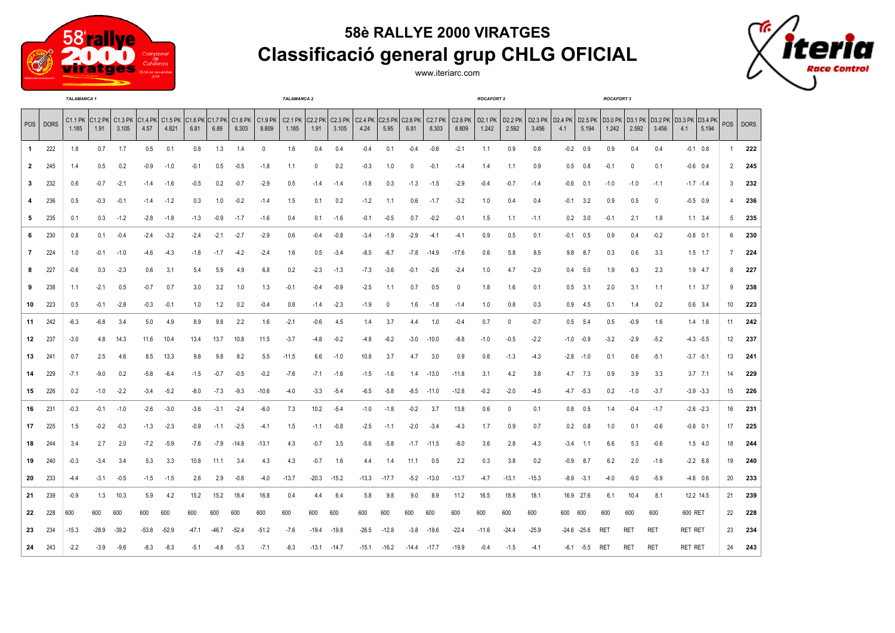# 58è RALLYE 2000 VIRATGES

## Classificació general grup CHLG OFICIAL

www.iteriarc.com

| | | TALAMANCA 1 | | | | | | | | | TALAMANCA 2 | | | | | | | | ROCAFORT 2 | | | | | ROCAFORT 3 | | | | | | |
|---|---|---|---|---|---|---|---|---|---|---|---|---|---|---|---|---|---|---|---|---|---|---|---|---|---|---|---|---|---|---|
| POS | DORS | C1.1 PK 1.185 | C1.2 PK 1.91 | C1.3 PK 3.105 | C1.4 PK 4.57 | C1.5 PK 4.821 | C1.6 PK 6.81 | C1.7 PK 6.89 | C1.8 PK 8.303 | C1.9 PK 8.809 | C2.1 PK 1.185 | C2.2 PK 1.91 | C2.3 PK 3.105 | C2.4 PK 4.24 | C2.5 PK 5.95 | C2.6 PK 6.81 | C2.7 PK 8.303 | C2.8 PK 8.809 | D2.1 PK 1.242 | D2.2 PK 2.592 | D2.3 PK 3.456 | D2.4 PK 4.1 | D2.5 PK 5.194 | D3.0 PK 1.242 | D3.1 PK 2.592 | D3.2 PK 3.456 | D3.3 PK 4.1 | D3.4 PK 5.194 | POS | DORS |
| **1** | 222 | 1.8 | 0.7 | 1.7 | 0.5 | 0.1 | 0.8 | 1.3 | 1.4 | 0 | 1.6 | 0.4 | 0.4 | -0.4 | 0.1 | -0.4 | -0.6 | -2.1 | 1.1 | 0.9 | 0.8 | -0.2 | 0.9 | 0.9 | 0.4 | 0.4 | -0.1 | 0.8 | 1 | **222** |
| **2** | 245 | 1.4 | 0.5 | 0.2 | -0.9 | -1.0 | -0.1 | 0.5 | -0.5 | -1.8 | 1.1 | 0 | 0.2 | -0.3 | 1.0 | 0 | -0.1 | -1.4 | 1.4 | 1.1 | 0.9 | 0.5 | 0.8 | -0.1 | 0 | 0.1 | -0.6 | 0.4 | 2 | **245** |
| **3** | 232 | 0.6 | -0.7 | -2.1 | -1.4 | -1.6 | -0.5 | 0.2 | -0.7 | -2.9 | 0.5 | -1.4 | -1.4 | -1.8 | 0.3 | -1.3 | -1.5 | -2.9 | -0.4 | -0.7 | -1.4 | -0.6 | 0.1 | -1.0 | -1.0 | -1.1 | -1.7 | -1.4 | 3 | **232** |
| **4** | 236 | 0.5 | -0.3 | -0.1 | -1.4 | -1.2 | 0.3 | 1.0 | -0.2 | -1.4 | 1.5 | 0.1 | 0.2 | -1.2 | 1.1 | 0.6 | -1.7 | -3.2 | 1.0 | 0.4 | 0.4 | -0.1 | 3.2 | 0.9 | 0.5 | 0 | -0.5 | 0.9 | 4 | **236** |
| **5** | 235 | 0.1 | 0.3 | -1.2 | -2.8 | -1.8 | -1.3 | -0.9 | -1.7 | -1.6 | 0.4 | 0.1 | -1.6 | -0.1 | -0.5 | 0.7 | -0.2 | -0.1 | 1.5 | 1.1 | -1.1 | 0.2 | 3.0 | -0.1 | 2.1 | 1.8 | 1.1 | 3.4 | 5 | **235** |
| **6** | 230 | 0.8 | 0.1 | -0.4 | -2.4 | -3.2 | -2.4 | -2.1 | -2.7 | -2.9 | 0.6 | -0.4 | -0.8 | -3.4 | -1.9 | -2.9 | -4.1 | -4.1 | 0.9 | 0.5 | 0.1 | -0.1 | 0.5 | 0.9 | 0.4 | -0.2 | -0.8 | 0.1 | 6 | **230** |
| **7** | 224 | 1.0 | -0.1 | -1.0 | -4.6 | -4.3 | -1.8 | -1.7 | -4.2 | -2.4 | 1.6 | 0.5 | -3.4 | -8.5 | -6.7 | -7.8 | -14.9 | -17.6 | 0.6 | 5.8 | 8.5 | 9.8 | 8.7 | 0.3 | 0.6 | 3.3 | 1.5 | 1.7 | 7 | **224** |
| **8** | 227 | -0.6 | 0.3 | -2.3 | 0.6 | 3.1 | 5.4 | 5.9 | 4.9 | 6.8 | 0.2 | -2.3 | -1.3 | -7.3 | -3.6 | -0.1 | -2.6 | -2.4 | 1.0 | 4.7 | -2.0 | 0.4 | 5.0 | 1.9 | 6.3 | 2.3 | 1.9 | 4.7 | 8 | **227** |
| **9** | 238 | 1.1 | -2.1 | 0.5 | -0.7 | 0.7 | 3.0 | 3.2 | 1.0 | 1.3 | -0.1 | -0.4 | -0.9 | -2.5 | 1.1 | 0.7 | 0.5 | 0 | 1.8 | 1.6 | 0.1 | 0.5 | 3.1 | 2.0 | 3.1 | 1.1 | 1.1 | 3.7 | 9 | **238** |
| **10** | 223 | 0.5 | -0.1 | -2.8 | -0.3 | -0.1 | 1.0 | 1.2 | 0.2 | -0.4 | 0.8 | -1.4 | -2.3 | -1.9 | 0 | 1.6 | -1.8 | -1.4 | 1.0 | 0.8 | 0.3 | 0.9 | 4.5 | 0.1 | 1.4 | 0.2 | 0.6 | 3.4 | 10 | **223** |
| **11** | 242 | -6.3 | -6.8 | 3.4 | 5.0 | 4.9 | 8.9 | 9.8 | 2.2 | 1.6 | -2.1 | -0.6 | 4.5 | 1.4 | 3.7 | 4.4 | 1.0 | -0.4 | 0.7 | 0 | -0.7 | 0.5 | 5.4 | 0.5 | -0.9 | 1.6 | 1.4 | 1.6 | 11 | **242** |
| **12** | 237 | -3.0 | 4.8 | 14.3 | 11.6 | 10.4 | 13.4 | 13.7 | 10.8 | 11.5 | -3.7 | -4.8 | -0.2 | -4.8 | -6.2 | -3.0 | -10.0 | -8.8 | -1.0 | -0.5 | -2.2 | -1.0 | -0.9 | -3.2 | -2.9 | -5.2 | -4.3 | -5.5 | 12 | **237** |
| **13** | 241 | 0.7 | 2.5 | 4.6 | 8.5 | 13.3 | 9.8 | 9.8 | 8.2 | 5.5 | -11.5 | 6.6 | -1.0 | 10.8 | 3.7 | 4.7 | 3.0 | 0.9 | 0.6 | -1.3 | -4.3 | -2.8 | -1.0 | 0.1 | 0.6 | -5.1 | -3.7 | -5.1 | 13 | **241** |
| **14** | 229 | -7.1 | -9.0 | 0.2 | -5.8 | -6.4 | -1.5 | -0.7 | -0.5 | -0.2 | -7.6 | -7.1 | -1.6 | -1.5 | -1.6 | 1.4 | -13.0 | -11.8 | 3.1 | 4.2 | 3.8 | 4.7 | 7.3 | 0.9 | 3.9 | 3.3 | 3.7 | 7.1 | 14 | **229** |
| **15** | 226 | 0.2 | -1.0 | -2.2 | -3.4 | -5.2 | -8.0 | -7.3 | -9.3 | -10.6 | -4.0 | -3.3 | -5.4 | -6.5 | -5.8 | -8.5 | -11.0 | -12.8 | -0.2 | -2.0 | -4.5 | -4.7 | -5.3 | 0.2 | -1.0 | -3.7 | -3.9 | -3.3 | 15 | **226** |
| **16** | 231 | -0.3 | -0.1 | -1.0 | -2.6 | -3.0 | -3.6 | -3.1 | -2.4 | -6.0 | 7.3 | 10.2 | -5.4 | -1.0 | -1.8 | -0.2 | 3.7 | 13.8 | 0.6 | 0 | 0.1 | 0.8 | 0.5 | 1.4 | -0.4 | -1.7 | -2.6 | -2.3 | 16 | **231** |
| **17** | 225 | 1.5 | -0.2 | -0.3 | -1.3 | -2.3 | -0.9 | -1.1 | -2.5 | -4.1 | 1.5 | -1.1 | -0.8 | -2.5 | -1.1 | -2.0 | -3.4 | -4.3 | 1.7 | 0.9 | 0.7 | 0.2 | 0.8 | 1.0 | 0.1 | -0.6 | -0.8 | 0.1 | 17 | **225** |
| **18** | 244 | 3.4 | 2.7 | 2.0 | -7.2 | -5.9 | -7.6 | -7.9 | -14.8 | -13.1 | 4.3 | -0.7 | 3.5 | -5.6 | -5.8 | -1.7 | -11.5 | -8.0 | 3.6 | 2.8 | -4.3 | -3.4 | 1.1 | 6.6 | 5.3 | -0.6 | 1.5 | 4.0 | 18 | **244** |
| **19** | 240 | -0.3 | -3.4 | 3.4 | 5.3 | 3.3 | 10.8 | 11.1 | 3.4 | 4.3 | 4.3 | -0.7 | 1.6 | 4.4 | 1.4 | 11.1 | 0.5 | 2.2 | 0.3 | 3.8 | 0.2 | -0.9 | 8.7 | 6.2 | 2.0 | -1.6 | -2.2 | 6.8 | 19 | **240** |
| **20** | 233 | -4.4 | -3.1 | -0.5 | -1.5 | -1.5 | 2.6 | 2.9 | -0.6 | -4.0 | -13.7 | -20.3 | -15.2 | -13.3 | -17.7 | -5.2 | -13.0 | -13.7 | -4.7 | -13.1 | -15.3 | -8.9 | -3.1 | -4.0 | -9.0 | -5.9 | -4.6 | 0.6 | 20 | **233** |
| **21** | 239 | -0.9 | 1.3 | 10.3 | 5.9 | 4.2 | 15.2 | 15.2 | 18.4 | 16.8 | 0.4 | 4.4 | 6.4 | 5.8 | 9.8 | 9.0 | 8.9 | 11.2 | 16.5 | 18.8 | 18.1 | 16.9 | 27.6 | 6.1 | 10.4 | 8.1 | 12.2 | 14.5 | 21 | **239** |
| **22** | 228 | 600 | 600 | 600 | 600 | 600 | 600 | 600 | 600 | 600 | 600 | 600 | 600 | 600 | 600 | 600 | 600 | 600 | 600 | 600 | 600 | 600 | 600 | 600 | 600 | 600 | 600 | RET | 22 | **228** |
| **23** | 234 | -15.3 | -28.9 | -39.2 | -53.8 | -52.9 | -47.1 | -46.7 | -52.4 | -51.2 | -7.6 | -19.4 | -19.8 | -26.5 | -12.8 | -3.8 | -19.6 | -22.4 | -11.6 | -24.4 | -25.9 | -24.6 | -25.6 | RET | RET | RET | RET | RET | 23 | **234** |
| **24** | 243 | -2.2 | -3.9 | -9.6 | -8.3 | -8.3 | -5.1 | -4.8 | -5.3 | -7.1 | -8.3 | -13.1 | -14.7 | -15.1 | -16.2 | -14.4 | -17.7 | -19.9 | -0.4 | -1.5 | -4.1 | -6.1 | -5.5 | RET | RET | RET | RET | RET | 24 | **243** |